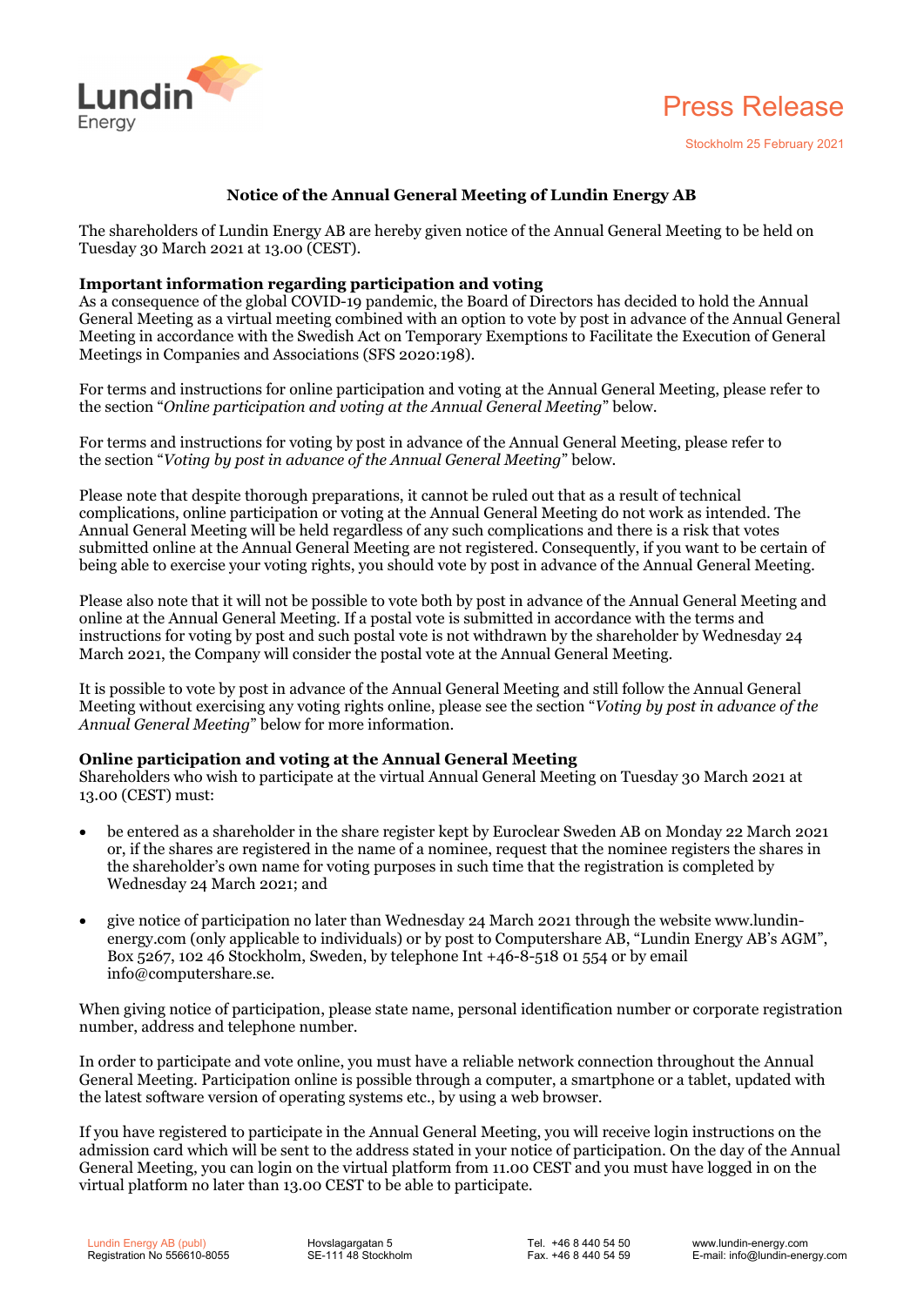Press Release

Stockholm 25 February 2021

# Notice of the Annual General Meeting of Lundin Energy AB

The shareholders of Lundin Energy AB are hereby given notice of the Annual General Meeting to be held on Tuesday 30 March 2021 at 13.00 (CEST).

## Important information regarding participation and voting

As a consequence of the global COVID-19 pandemic, the Board of Directors has decided to hold the Annual General Meeting as a virtual meeting combined with an option to vote by post in advance of the Annual General Meeting in accordance with the Swedish Act on Temporary Exemptions to Facilitate the Execution of General Meetings in Companies and Associations (SFS 2020:198).

For terms and instructions for online participation and voting at the Annual General Meeting, please refer to the section "*Online participation and voting at the Annual General Meeting*" below.

For terms and instructions for voting by post in advance of the Annual General Meeting, please refer to the section "*Voting by post in advance of the Annual General Meeting*" below.

Please note that despite thorough preparations, it cannot be ruled out that as a result of technical complications, online participation or voting at the Annual General Meeting do not work as intended. The Annual General Meeting will be held regardless of any such complications and there is a risk that votes submitted online at the Annual General Meeting are not registered. Consequently, if you want to be certain of being able to exercise your voting rights, you should vote by post in advance of the Annual General Meeting.

Please also note that it will not be possible to vote both by post in advance of the Annual General Meeting and online at the Annual General Meeting. If a postal vote is submitted in accordance with the terms and instructions for voting by post and such postal vote is not withdrawn by the shareholder by Wednesday 24 March 2021, the Company will consider the postal vote at the Annual General Meeting.

It is possible to vote by post in advance of the Annual General Meeting and still follow the Annual General Meeting without exercising any voting rights online, please see the section "*Voting by post in advance of the Annual General Meeting*" below for more information.

## Online participation and voting at the Annual General Meeting

Shareholders who wish to participate at the virtual Annual General Meeting on Tuesday 30 March 2021 at 13.00 (CEST) must:

- be entered as a shareholder in the share register kept by Euroclear Sweden AB on Monday 22 March 2021 or, if the shares are registered in the name of a nominee, request that the nominee registers the shares in the shareholder's own name for voting purposes in such time that the registration is completed by Wednesday 24 March 2021; and
- give notice of participation no later than Wednesday 24 March 2021 through the website www.lundin-energy.com (only applicable to individuals) or by post to Computershare AB, "Lundin Energy AB's AGM", Box 5267, 102 46 Stockholm, Sweden, by telephone Int +46-8-518 01 554 or by email info@computershare.se.

When giving notice of participation, please state name, personal identification number or corporate registration number, address and telephone number.

In order to participate and vote online, you must have a reliable network connection throughout the Annual General Meeting. Participation online is possible through a computer, a smartphone or a tablet, updated with the latest software version of operating systems etc., by using a web browser.

If you have registered to participate in the Annual General Meeting, you will receive login instructions on the admission card which will be sent to the address stated in your notice of participation. On the day of the Annual General Meeting, you can login on the virtual platform from 11.00 CEST and you must have logged in on the virtual platform no later than 13.00 CEST to be able to participate.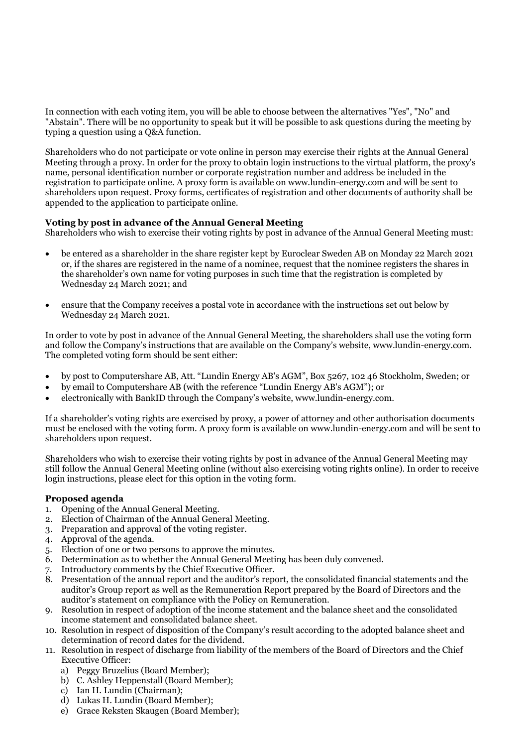In connection with each voting item, you will be able to choose between the alternatives "Yes", "No" and "Abstain". There will be no opportunity to speak but it will be possible to ask questions during the meeting by typing a question using a Q&A function.

Shareholders who do not participate or vote online in person may exercise their rights at the Annual General Meeting through a proxy. In order for the proxy to obtain login instructions to the virtual platform, the proxy's name, personal identification number or corporate registration number and address be included in the registration to participate online. A proxy form is available on www.lundin-energy.com and will be sent to shareholders upon request. Proxy forms, certificates of registration and other documents of authority shall be appended to the application to participate online.

**Voting by post in advance of the Annual General Meeting**

Shareholders who wish to exercise their voting rights by post in advance of the Annual General Meeting must:

- be entered as a shareholder in the share register kept by Euroclear Sweden AB on Monday 22 March 2021 or, if the shares are registered in the name of a nominee, request that the nominee registers the shares in the shareholder's own name for voting purposes in such time that the registration is completed by Wednesday 24 March 2021; and

- ensure that the Company receives a postal vote in accordance with the instructions set out below by Wednesday 24 March 2021.

In order to vote by post in advance of the Annual General Meeting, the shareholders shall use the voting form and follow the Company's instructions that are available on the Company's website, www.lundin-energy.com. The completed voting form should be sent either:

- by post to Computershare AB, Att. "Lundin Energy AB's AGM", Box 5267, 102 46 Stockholm, Sweden; or
- by email to Computershare AB (with the reference "Lundin Energy AB's AGM"); or
- electronically with BankID through the Company's website, www.lundin-energy.com.

If a shareholder's voting rights are exercised by proxy, a power of attorney and other authorisation documents must be enclosed with the voting form. A proxy form is available on www.lundin-energy.com and will be sent to shareholders upon request.

Shareholders who wish to exercise their voting rights by post in advance of the Annual General Meeting may still follow the Annual General Meeting online (without also exercising voting rights online). In order to receive login instructions, please elect for this option in the voting form.

**Proposed agenda**

1. Opening of the Annual General Meeting.
2. Election of Chairman of the Annual General Meeting.
3. Preparation and approval of the voting register.
4. Approval of the agenda.
5. Election of one or two persons to approve the minutes.
6. Determination as to whether the Annual General Meeting has been duly convened.
7. Introductory comments by the Chief Executive Officer.
8. Presentation of the annual report and the auditor's report, the consolidated financial statements and the auditor's Group report as well as the Remuneration Report prepared by the Board of Directors and the auditor's statement on compliance with the Policy on Remuneration.
9. Resolution in respect of adoption of the income statement and the balance sheet and the consolidated income statement and consolidated balance sheet.
10. Resolution in respect of disposition of the Company's result according to the adopted balance sheet and determination of record dates for the dividend.
11. Resolution in respect of discharge from liability of the members of the Board of Directors and the Chief Executive Officer:
    a) Peggy Bruzelius (Board Member);
    b) C. Ashley Heppenstall (Board Member);
    c) Ian H. Lundin (Chairman);
    d) Lukas H. Lundin (Board Member);
    e) Grace Reksten Skaugen (Board Member);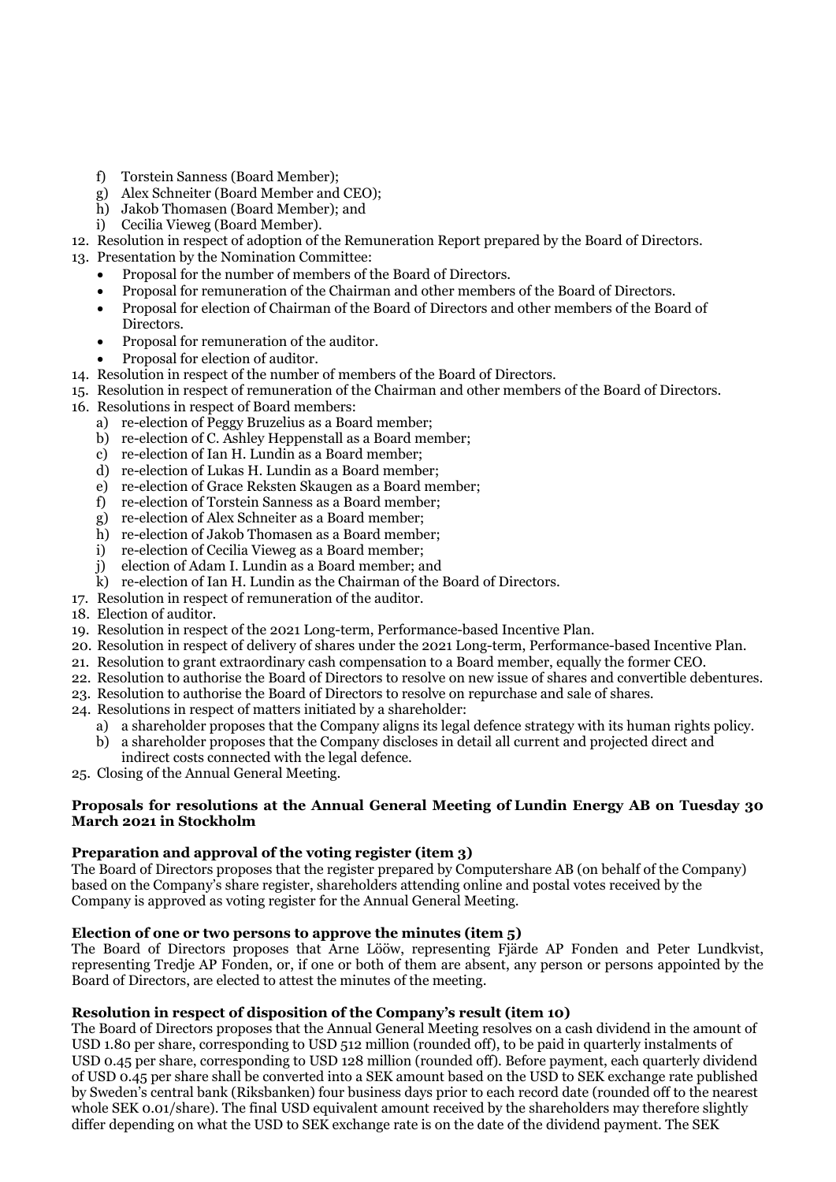f) Torstein Sanness (Board Member);
g) Alex Schneiter (Board Member and CEO);
h) Jakob Thomasen (Board Member); and
i) Cecilia Vieweg (Board Member).

12. Resolution in respect of adoption of the Remuneration Report prepared by the Board of Directors.
13. Presentation by the Nomination Committee:
    - Proposal for the number of members of the Board of Directors.
    - Proposal for remuneration of the Chairman and other members of the Board of Directors.
    - Proposal for election of Chairman of the Board of Directors and other members of the Board of Directors.
    - Proposal for remuneration of the auditor.
    - Proposal for election of auditor.
14. Resolution in respect of the number of members of the Board of Directors.
15. Resolution in respect of remuneration of the Chairman and other members of the Board of Directors.
16. Resolutions in respect of Board members:
    a) re-election of Peggy Bruzelius as a Board member;
    b) re-election of C. Ashley Heppenstall as a Board member;
    c) re-election of Ian H. Lundin as a Board member;
    d) re-election of Lukas H. Lundin as a Board member;
    e) re-election of Grace Reksten Skaugen as a Board member;
    f) re-election of Torstein Sanness as a Board member;
    g) re-election of Alex Schneiter as a Board member;
    h) re-election of Jakob Thomasen as a Board member;
    i) re-election of Cecilia Vieweg as a Board member;
    j) election of Adam I. Lundin as a Board member; and
    k) re-election of Ian H. Lundin as the Chairman of the Board of Directors.
17. Resolution in respect of remuneration of the auditor.
18. Election of auditor.
19. Resolution in respect of the 2021 Long-term, Performance-based Incentive Plan.
20. Resolution in respect of delivery of shares under the 2021 Long-term, Performance-based Incentive Plan.
21. Resolution to grant extraordinary cash compensation to a Board member, equally the former CEO.
22. Resolution to authorise the Board of Directors to resolve on new issue of shares and convertible debentures.
23. Resolution to authorise the Board of Directors to resolve on repurchase and sale of shares.
24. Resolutions in respect of matters initiated by a shareholder:
    a) a shareholder proposes that the Company aligns its legal defence strategy with its human rights policy.
    b) a shareholder proposes that the Company discloses in detail all current and projected direct and indirect costs connected with the legal defence.
25. Closing of the Annual General Meeting.

**Proposals for resolutions at the Annual General Meeting of Lundin Energy AB on Tuesday 30 March 2021 in Stockholm**

**Preparation and approval of the voting register (item 3)**

The Board of Directors proposes that the register prepared by Computershare AB (on behalf of the Company) based on the Company's share register, shareholders attending online and postal votes received by the Company is approved as voting register for the Annual General Meeting.

**Election of one or two persons to approve the minutes (item 5)**

The Board of Directors proposes that Arne Lööw, representing Fjärde AP Fonden and Peter Lundkvist, representing Tredje AP Fonden, or, if one or both of them are absent, any person or persons appointed by the Board of Directors, are elected to attest the minutes of the meeting.

**Resolution in respect of disposition of the Company's result (item 10)**

The Board of Directors proposes that the Annual General Meeting resolves on a cash dividend in the amount of USD 1.80 per share, corresponding to USD 512 million (rounded off), to be paid in quarterly instalments of USD 0.45 per share, corresponding to USD 128 million (rounded off). Before payment, each quarterly dividend of USD 0.45 per share shall be converted into a SEK amount based on the USD to SEK exchange rate published by Sweden's central bank (Riksbanken) four business days prior to each record date (rounded off to the nearest whole SEK 0.01/share). The final USD equivalent amount received by the shareholders may therefore slightly differ depending on what the USD to SEK exchange rate is on the date of the dividend payment. The SEK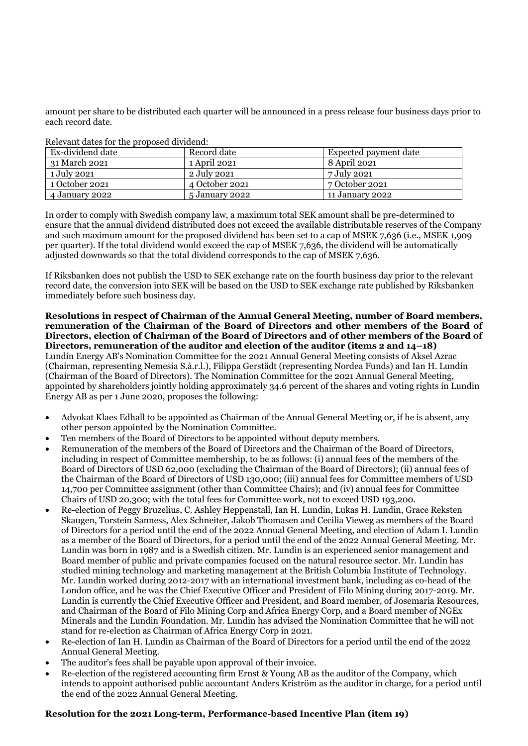amount per share to be distributed each quarter will be announced in a press release four business days prior to each record date.

Relevant dates for the proposed dividend:

| Ex-dividend date | Record date | Expected payment date |
|---|---|---|
| 31 March 2021 | 1 April 2021 | 8 April 2021 |
| 1 July 2021 | 2 July 2021 | 7 July 2021 |
| 1 October 2021 | 4 October 2021 | 7 October 2021 |
| 4 January 2022 | 5 January 2022 | 11 January 2022 |

In order to comply with Swedish company law, a maximum total SEK amount shall be pre-determined to ensure that the annual dividend distributed does not exceed the available distributable reserves of the Company and such maximum amount for the proposed dividend has been set to a cap of MSEK 7,636 (i.e., MSEK 1,909 per quarter). If the total dividend would exceed the cap of MSEK 7,636, the dividend will be automatically adjusted downwards so that the total dividend corresponds to the cap of MSEK 7,636.

If Riksbanken does not publish the USD to SEK exchange rate on the fourth business day prior to the relevant record date, the conversion into SEK will be based on the USD to SEK exchange rate published by Riksbanken immediately before such business day.

**Resolutions in respect of Chairman of the Annual General Meeting, number of Board members, remuneration of the Chairman of the Board of Directors and other members of the Board of Directors, election of Chairman of the Board of Directors and of other members of the Board of Directors, remuneration of the auditor and election of the auditor (items 2 and 14–18)**

Lundin Energy AB's Nomination Committee for the 2021 Annual General Meeting consists of Aksel Azrac (Chairman, representing Nemesia S.à.r.l.), Filippa Gerstädt (representing Nordea Funds) and Ian H. Lundin (Chairman of the Board of Directors). The Nomination Committee for the 2021 Annual General Meeting, appointed by shareholders jointly holding approximately 34.6 percent of the shares and voting rights in Lundin Energy AB as per 1 June 2020, proposes the following:

- Advokat Klaes Edhall to be appointed as Chairman of the Annual General Meeting or, if he is absent, any other person appointed by the Nomination Committee.
- Ten members of the Board of Directors to be appointed without deputy members.
- Remuneration of the members of the Board of Directors and the Chairman of the Board of Directors, including in respect of Committee membership, to be as follows: (i) annual fees of the members of the Board of Directors of USD 62,000 (excluding the Chairman of the Board of Directors); (ii) annual fees of the Chairman of the Board of Directors of USD 130,000; (iii) annual fees for Committee members of USD 14,700 per Committee assignment (other than Committee Chairs); and (iv) annual fees for Committee Chairs of USD 20,300; with the total fees for Committee work, not to exceed USD 193,200.
- Re-election of Peggy Bruzelius, C. Ashley Heppenstall, Ian H. Lundin, Lukas H. Lundin, Grace Reksten Skaugen, Torstein Sanness, Alex Schneiter, Jakob Thomasen and Cecilia Vieweg as members of the Board of Directors for a period until the end of the 2022 Annual General Meeting, and election of Adam I. Lundin as a member of the Board of Directors, for a period until the end of the 2022 Annual General Meeting. Mr. Lundin was born in 1987 and is a Swedish citizen. Mr. Lundin is an experienced senior management and Board member of public and private companies focused on the natural resource sector. Mr. Lundin has studied mining technology and marketing management at the British Columbia Institute of Technology. Mr. Lundin worked during 2012-2017 with an international investment bank, including as co-head of the London office, and he was the Chief Executive Officer and President of Filo Mining during 2017-2019. Mr. Lundin is currently the Chief Executive Officer and President, and Board member, of Josemaria Resources, and Chairman of the Board of Filo Mining Corp and Africa Energy Corp, and a Board member of NGEx Minerals and the Lundin Foundation. Mr. Lundin has advised the Nomination Committee that he will not stand for re-election as Chairman of Africa Energy Corp in 2021.
- Re-election of Ian H. Lundin as Chairman of the Board of Directors for a period until the end of the 2022 Annual General Meeting.
- The auditor's fees shall be payable upon approval of their invoice.
- Re-election of the registered accounting firm Ernst & Young AB as the auditor of the Company, which intends to appoint authorised public accountant Anders Kriström as the auditor in charge, for a period until the end of the 2022 Annual General Meeting.

**Resolution for the 2021 Long-term, Performance-based Incentive Plan (item 19)**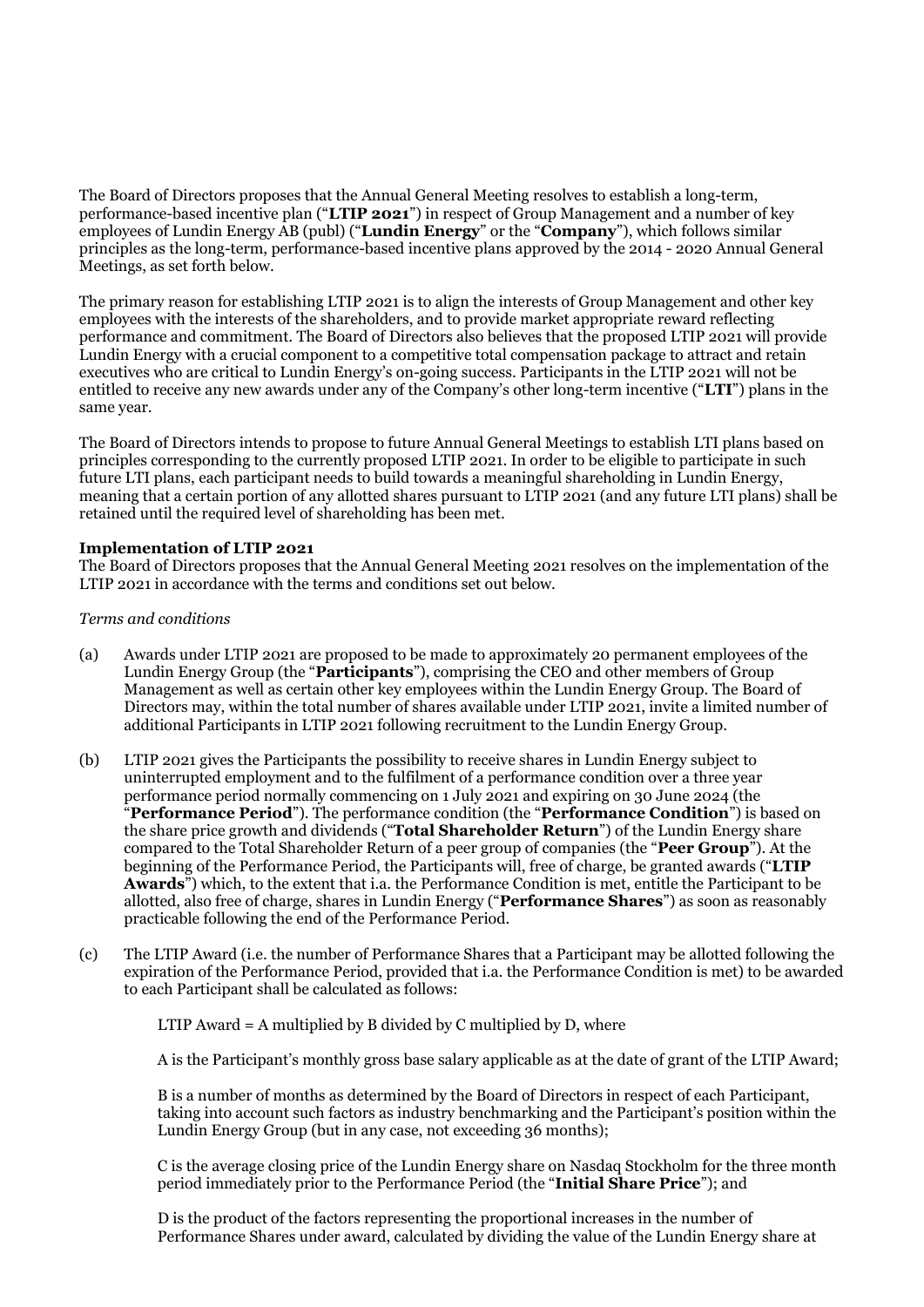The Board of Directors proposes that the Annual General Meeting resolves to establish a long-term, performance-based incentive plan ("**LTIP 2021**") in respect of Group Management and a number of key employees of Lundin Energy AB (publ) ("**Lundin Energy**" or the "**Company**"), which follows similar principles as the long-term, performance-based incentive plans approved by the 2014 - 2020 Annual General Meetings, as set forth below.

The primary reason for establishing LTIP 2021 is to align the interests of Group Management and other key employees with the interests of the shareholders, and to provide market appropriate reward reflecting performance and commitment. The Board of Directors also believes that the proposed LTIP 2021 will provide Lundin Energy with a crucial component to a competitive total compensation package to attract and retain executives who are critical to Lundin Energy's on-going success. Participants in the LTIP 2021 will not be entitled to receive any new awards under any of the Company's other long-term incentive ("**LTI**") plans in the same year.

The Board of Directors intends to propose to future Annual General Meetings to establish LTI plans based on principles corresponding to the currently proposed LTIP 2021. In order to be eligible to participate in such future LTI plans, each participant needs to build towards a meaningful shareholding in Lundin Energy, meaning that a certain portion of any allotted shares pursuant to LTIP 2021 (and any future LTI plans) shall be retained until the required level of shareholding has been met.

**Implementation of LTIP 2021**

The Board of Directors proposes that the Annual General Meeting 2021 resolves on the implementation of the LTIP 2021 in accordance with the terms and conditions set out below.

*Terms and conditions*

(a) Awards under LTIP 2021 are proposed to be made to approximately 20 permanent employees of the Lundin Energy Group (the "**Participants**"), comprising the CEO and other members of Group Management as well as certain other key employees within the Lundin Energy Group. The Board of Directors may, within the total number of shares available under LTIP 2021, invite a limited number of additional Participants in LTIP 2021 following recruitment to the Lundin Energy Group.

(b) LTIP 2021 gives the Participants the possibility to receive shares in Lundin Energy subject to uninterrupted employment and to the fulfilment of a performance condition over a three year performance period normally commencing on 1 July 2021 and expiring on 30 June 2024 (the "**Performance Period**"). The performance condition (the "**Performance Condition**") is based on the share price growth and dividends ("**Total Shareholder Return**") of the Lundin Energy share compared to the Total Shareholder Return of a peer group of companies (the "**Peer Group**"). At the beginning of the Performance Period, the Participants will, free of charge, be granted awards ("**LTIP Awards**") which, to the extent that i.a. the Performance Condition is met, entitle the Participant to be allotted, also free of charge, shares in Lundin Energy ("**Performance Shares**") as soon as reasonably practicable following the end of the Performance Period.

(c) The LTIP Award (i.e. the number of Performance Shares that a Participant may be allotted following the expiration of the Performance Period, provided that i.a. the Performance Condition is met) to be awarded to each Participant shall be calculated as follows:

LTIP Award = A multiplied by B divided by C multiplied by D, where

A is the Participant's monthly gross base salary applicable as at the date of grant of the LTIP Award;

B is a number of months as determined by the Board of Directors in respect of each Participant, taking into account such factors as industry benchmarking and the Participant's position within the Lundin Energy Group (but in any case, not exceeding 36 months);

C is the average closing price of the Lundin Energy share on Nasdaq Stockholm for the three month period immediately prior to the Performance Period (the "**Initial Share Price**"); and

D is the product of the factors representing the proportional increases in the number of Performance Shares under award, calculated by dividing the value of the Lundin Energy share at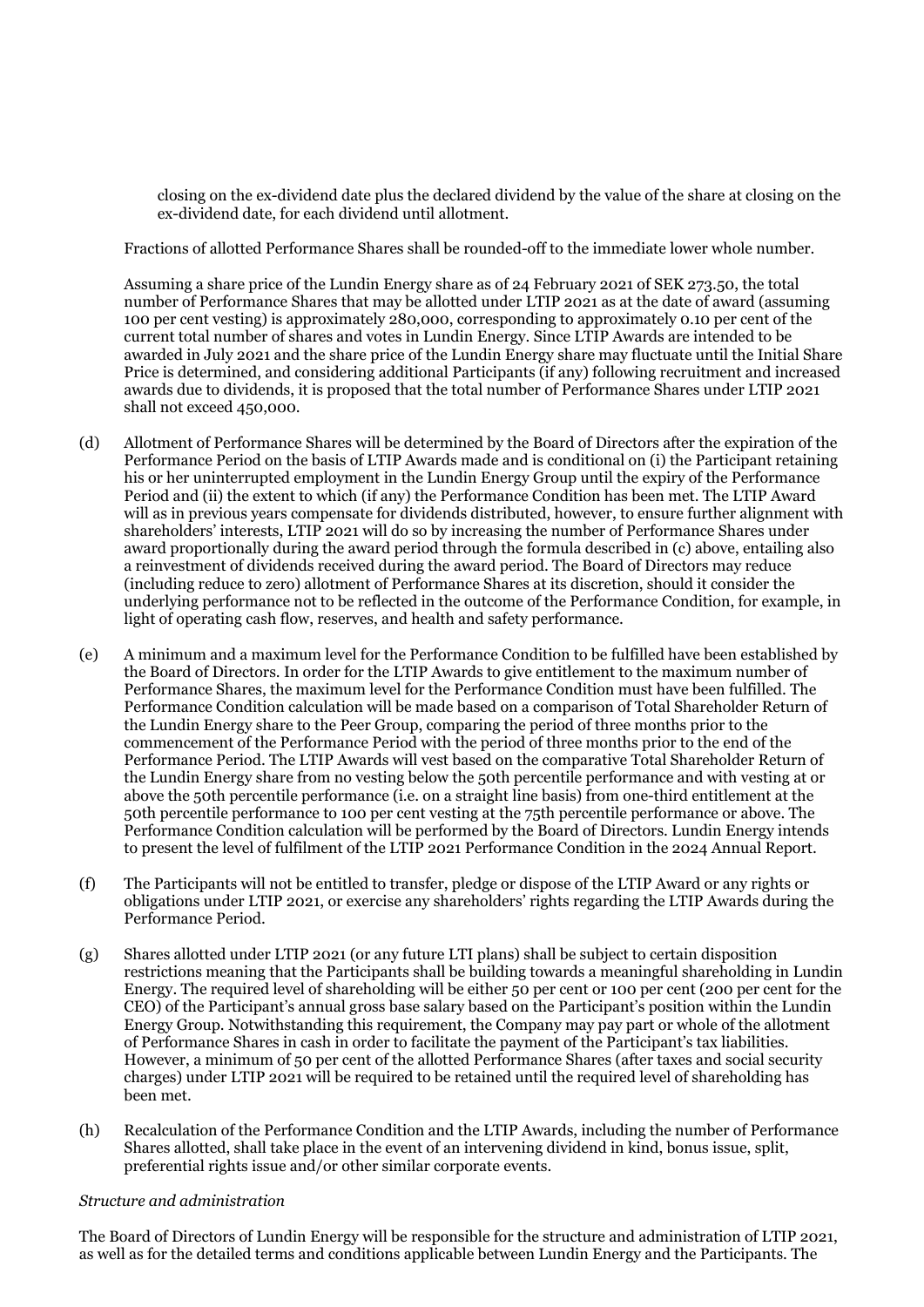closing on the ex-dividend date plus the declared dividend by the value of the share at closing on the ex-dividend date, for each dividend until allotment.

Fractions of allotted Performance Shares shall be rounded-off to the immediate lower whole number.

Assuming a share price of the Lundin Energy share as of 24 February 2021 of SEK 273.50, the total number of Performance Shares that may be allotted under LTIP 2021 as at the date of award (assuming 100 per cent vesting) is approximately 280,000, corresponding to approximately 0.10 per cent of the current total number of shares and votes in Lundin Energy. Since LTIP Awards are intended to be awarded in July 2021 and the share price of the Lundin Energy share may fluctuate until the Initial Share Price is determined, and considering additional Participants (if any) following recruitment and increased awards due to dividends, it is proposed that the total number of Performance Shares under LTIP 2021 shall not exceed 450,000.

(d) Allotment of Performance Shares will be determined by the Board of Directors after the expiration of the Performance Period on the basis of LTIP Awards made and is conditional on (i) the Participant retaining his or her uninterrupted employment in the Lundin Energy Group until the expiry of the Performance Period and (ii) the extent to which (if any) the Performance Condition has been met. The LTIP Award will as in previous years compensate for dividends distributed, however, to ensure further alignment with shareholders' interests, LTIP 2021 will do so by increasing the number of Performance Shares under award proportionally during the award period through the formula described in (c) above, entailing also a reinvestment of dividends received during the award period. The Board of Directors may reduce (including reduce to zero) allotment of Performance Shares at its discretion, should it consider the underlying performance not to be reflected in the outcome of the Performance Condition, for example, in light of operating cash flow, reserves, and health and safety performance.

(e) A minimum and a maximum level for the Performance Condition to be fulfilled have been established by the Board of Directors. In order for the LTIP Awards to give entitlement to the maximum number of Performance Shares, the maximum level for the Performance Condition must have been fulfilled. The Performance Condition calculation will be made based on a comparison of Total Shareholder Return of the Lundin Energy share to the Peer Group, comparing the period of three months prior to the commencement of the Performance Period with the period of three months prior to the end of the Performance Period. The LTIP Awards will vest based on the comparative Total Shareholder Return of the Lundin Energy share from no vesting below the 50th percentile performance and with vesting at or above the 50th percentile performance (i.e. on a straight line basis) from one-third entitlement at the 50th percentile performance to 100 per cent vesting at the 75th percentile performance or above. The Performance Condition calculation will be performed by the Board of Directors. Lundin Energy intends to present the level of fulfilment of the LTIP 2021 Performance Condition in the 2024 Annual Report.

(f) The Participants will not be entitled to transfer, pledge or dispose of the LTIP Award or any rights or obligations under LTIP 2021, or exercise any shareholders' rights regarding the LTIP Awards during the Performance Period.

(g) Shares allotted under LTIP 2021 (or any future LTI plans) shall be subject to certain disposition restrictions meaning that the Participants shall be building towards a meaningful shareholding in Lundin Energy. The required level of shareholding will be either 50 per cent or 100 per cent (200 per cent for the CEO) of the Participant's annual gross base salary based on the Participant's position within the Lundin Energy Group. Notwithstanding this requirement, the Company may pay part or whole of the allotment of Performance Shares in cash in order to facilitate the payment of the Participant's tax liabilities. However, a minimum of 50 per cent of the allotted Performance Shares (after taxes and social security charges) under LTIP 2021 will be required to be retained until the required level of shareholding has been met.

(h) Recalculation of the Performance Condition and the LTIP Awards, including the number of Performance Shares allotted, shall take place in the event of an intervening dividend in kind, bonus issue, split, preferential rights issue and/or other similar corporate events.

*Structure and administration*

The Board of Directors of Lundin Energy will be responsible for the structure and administration of LTIP 2021, as well as for the detailed terms and conditions applicable between Lundin Energy and the Participants. The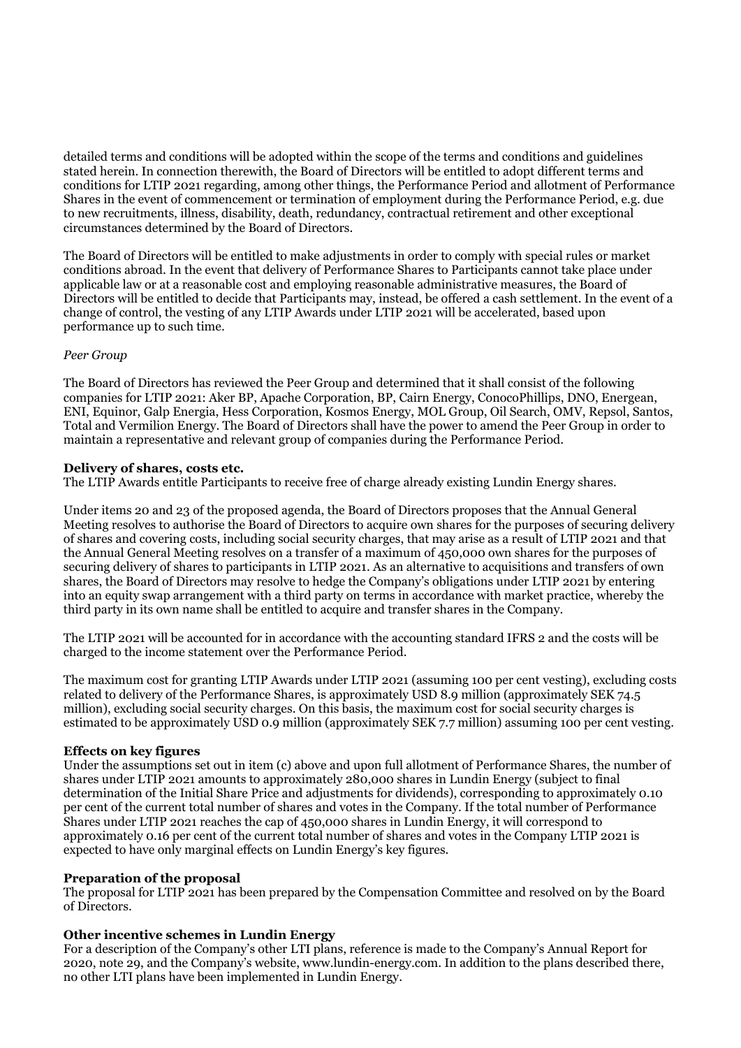detailed terms and conditions will be adopted within the scope of the terms and conditions and guidelines stated herein. In connection therewith, the Board of Directors will be entitled to adopt different terms and conditions for LTIP 2021 regarding, among other things, the Performance Period and allotment of Performance Shares in the event of commencement or termination of employment during the Performance Period, e.g. due to new recruitments, illness, disability, death, redundancy, contractual retirement and other exceptional circumstances determined by the Board of Directors.

The Board of Directors will be entitled to make adjustments in order to comply with special rules or market conditions abroad. In the event that delivery of Performance Shares to Participants cannot take place under applicable law or at a reasonable cost and employing reasonable administrative measures, the Board of Directors will be entitled to decide that Participants may, instead, be offered a cash settlement. In the event of a change of control, the vesting of any LTIP Awards under LTIP 2021 will be accelerated, based upon performance up to such time.

*Peer Group*

The Board of Directors has reviewed the Peer Group and determined that it shall consist of the following companies for LTIP 2021: Aker BP, Apache Corporation, BP, Cairn Energy, ConocoPhillips, DNO, Energean, ENI, Equinor, Galp Energia, Hess Corporation, Kosmos Energy, MOL Group, Oil Search, OMV, Repsol, Santos, Total and Vermilion Energy. The Board of Directors shall have the power to amend the Peer Group in order to maintain a representative and relevant group of companies during the Performance Period.

**Delivery of shares, costs etc.**

The LTIP Awards entitle Participants to receive free of charge already existing Lundin Energy shares.

Under items 20 and 23 of the proposed agenda, the Board of Directors proposes that the Annual General Meeting resolves to authorise the Board of Directors to acquire own shares for the purposes of securing delivery of shares and covering costs, including social security charges, that may arise as a result of LTIP 2021 and that the Annual General Meeting resolves on a transfer of a maximum of 450,000 own shares for the purposes of securing delivery of shares to participants in LTIP 2021. As an alternative to acquisitions and transfers of own shares, the Board of Directors may resolve to hedge the Company's obligations under LTIP 2021 by entering into an equity swap arrangement with a third party on terms in accordance with market practice, whereby the third party in its own name shall be entitled to acquire and transfer shares in the Company.

The LTIP 2021 will be accounted for in accordance with the accounting standard IFRS 2 and the costs will be charged to the income statement over the Performance Period.

The maximum cost for granting LTIP Awards under LTIP 2021 (assuming 100 per cent vesting), excluding costs related to delivery of the Performance Shares, is approximately USD 8.9 million (approximately SEK 74.5 million), excluding social security charges. On this basis, the maximum cost for social security charges is estimated to be approximately USD 0.9 million (approximately SEK 7.7 million) assuming 100 per cent vesting.

**Effects on key figures**

Under the assumptions set out in item (c) above and upon full allotment of Performance Shares, the number of shares under LTIP 2021 amounts to approximately 280,000 shares in Lundin Energy (subject to final determination of the Initial Share Price and adjustments for dividends), corresponding to approximately 0.10 per cent of the current total number of shares and votes in the Company. If the total number of Performance Shares under LTIP 2021 reaches the cap of 450,000 shares in Lundin Energy, it will correspond to approximately 0.16 per cent of the current total number of shares and votes in the Company LTIP 2021 is expected to have only marginal effects on Lundin Energy's key figures.

**Preparation of the proposal**

The proposal for LTIP 2021 has been prepared by the Compensation Committee and resolved on by the Board of Directors.

**Other incentive schemes in Lundin Energy**

For a description of the Company's other LTI plans, reference is made to the Company's Annual Report for 2020, note 29, and the Company's website, www.lundin-energy.com. In addition to the plans described there, no other LTI plans have been implemented in Lundin Energy.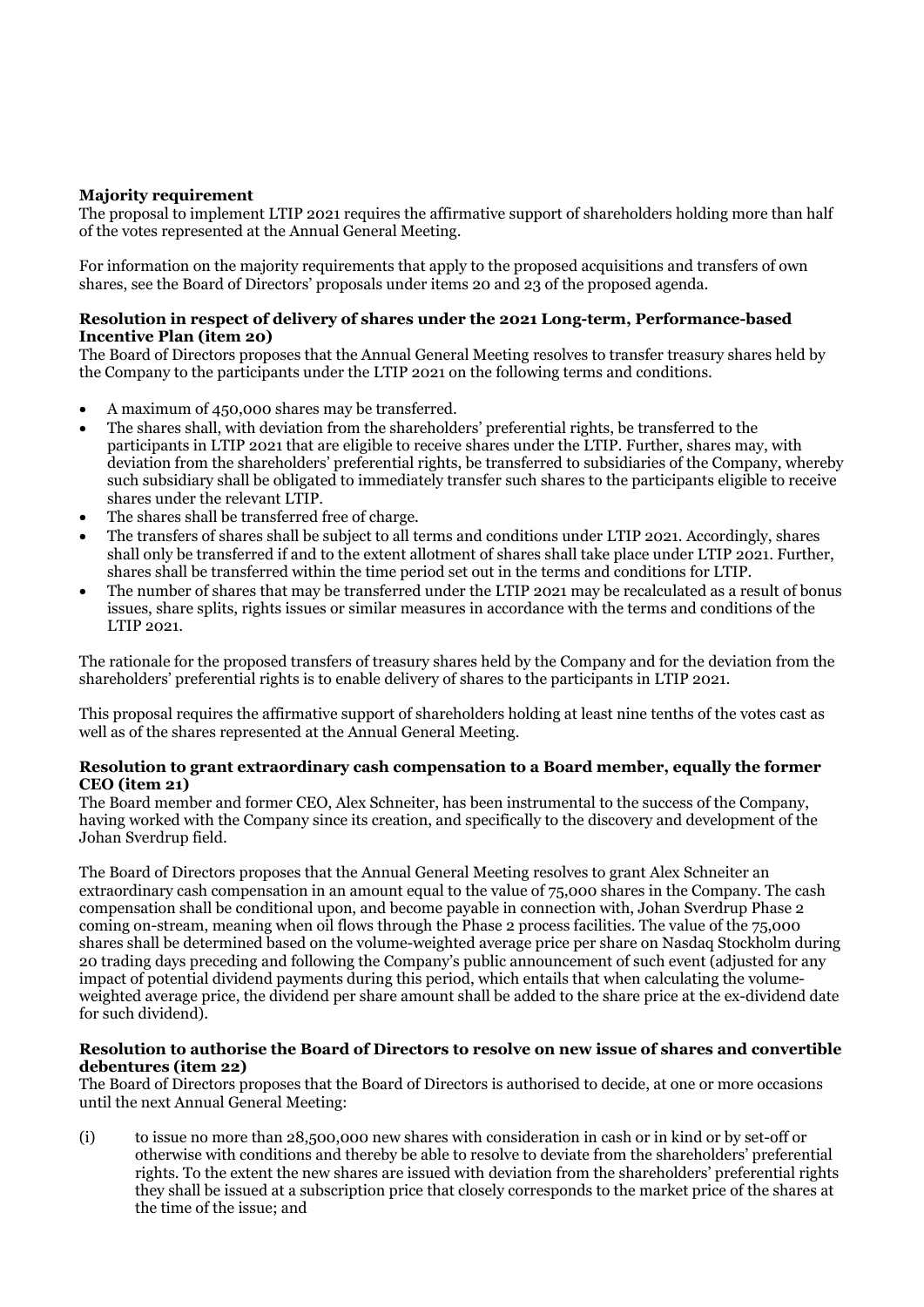**Majority requirement**

The proposal to implement LTIP 2021 requires the affirmative support of shareholders holding more than half of the votes represented at the Annual General Meeting.

For information on the majority requirements that apply to the proposed acquisitions and transfers of own shares, see the Board of Directors' proposals under items 20 and 23 of the proposed agenda.

**Resolution in respect of delivery of shares under the 2021 Long-term, Performance-based Incentive Plan (item 20)**

The Board of Directors proposes that the Annual General Meeting resolves to transfer treasury shares held by the Company to the participants under the LTIP 2021 on the following terms and conditions.

- A maximum of 450,000 shares may be transferred.
- The shares shall, with deviation from the shareholders' preferential rights, be transferred to the participants in LTIP 2021 that are eligible to receive shares under the LTIP. Further, shares may, with deviation from the shareholders' preferential rights, be transferred to subsidiaries of the Company, whereby such subsidiary shall be obligated to immediately transfer such shares to the participants eligible to receive shares under the relevant LTIP.
- The shares shall be transferred free of charge.
- The transfers of shares shall be subject to all terms and conditions under LTIP 2021. Accordingly, shares shall only be transferred if and to the extent allotment of shares shall take place under LTIP 2021. Further, shares shall be transferred within the time period set out in the terms and conditions for LTIP.
- The number of shares that may be transferred under the LTIP 2021 may be recalculated as a result of bonus issues, share splits, rights issues or similar measures in accordance with the terms and conditions of the LTIP 2021.

The rationale for the proposed transfers of treasury shares held by the Company and for the deviation from the shareholders' preferential rights is to enable delivery of shares to the participants in LTIP 2021.

This proposal requires the affirmative support of shareholders holding at least nine tenths of the votes cast as well as of the shares represented at the Annual General Meeting.

**Resolution to grant extraordinary cash compensation to a Board member, equally the former CEO (item 21)**

The Board member and former CEO, Alex Schneiter, has been instrumental to the success of the Company, having worked with the Company since its creation, and specifically to the discovery and development of the Johan Sverdrup field.

The Board of Directors proposes that the Annual General Meeting resolves to grant Alex Schneiter an extraordinary cash compensation in an amount equal to the value of 75,000 shares in the Company. The cash compensation shall be conditional upon, and become payable in connection with, Johan Sverdrup Phase 2 coming on-stream, meaning when oil flows through the Phase 2 process facilities. The value of the 75,000 shares shall be determined based on the volume-weighted average price per share on Nasdaq Stockholm during 20 trading days preceding and following the Company's public announcement of such event (adjusted for any impact of potential dividend payments during this period, which entails that when calculating the volume-weighted average price, the dividend per share amount shall be added to the share price at the ex-dividend date for such dividend).

**Resolution to authorise the Board of Directors to resolve on new issue of shares and convertible debentures (item 22)**

The Board of Directors proposes that the Board of Directors is authorised to decide, at one or more occasions until the next Annual General Meeting:

(i) to issue no more than 28,500,000 new shares with consideration in cash or in kind or by set-off or otherwise with conditions and thereby be able to resolve to deviate from the shareholders' preferential rights. To the extent the new shares are issued with deviation from the shareholders' preferential rights they shall be issued at a subscription price that closely corresponds to the market price of the shares at the time of the issue; and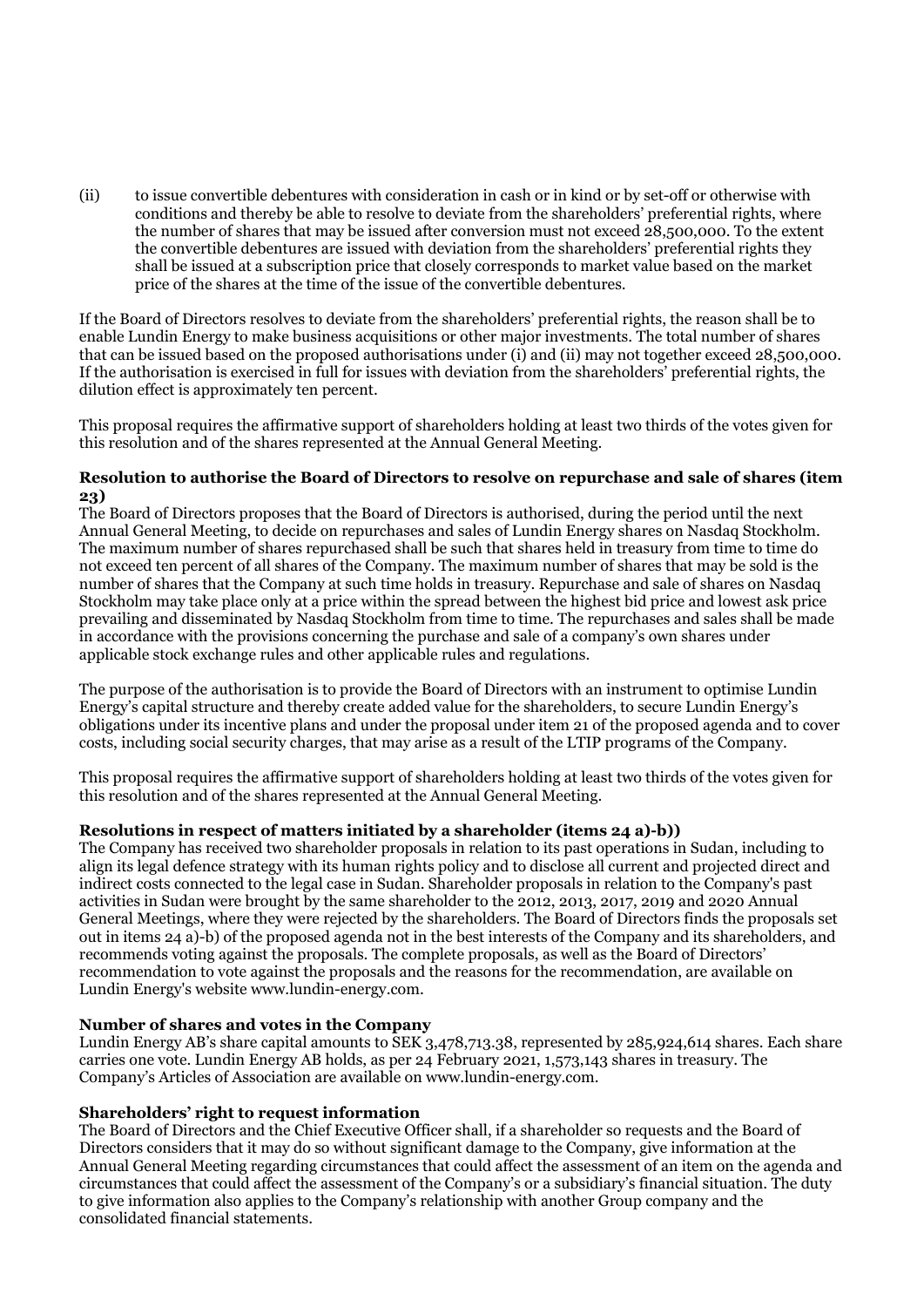(ii) to issue convertible debentures with consideration in cash or in kind or by set-off or otherwise with conditions and thereby be able to resolve to deviate from the shareholders' preferential rights, where the number of shares that may be issued after conversion must not exceed 28,500,000. To the extent the convertible debentures are issued with deviation from the shareholders' preferential rights they shall be issued at a subscription price that closely corresponds to market value based on the market price of the shares at the time of the issue of the convertible debentures.

If the Board of Directors resolves to deviate from the shareholders' preferential rights, the reason shall be to enable Lundin Energy to make business acquisitions or other major investments. The total number of shares that can be issued based on the proposed authorisations under (i) and (ii) may not together exceed 28,500,000. If the authorisation is exercised in full for issues with deviation from the shareholders' preferential rights, the dilution effect is approximately ten percent.

This proposal requires the affirmative support of shareholders holding at least two thirds of the votes given for this resolution and of the shares represented at the Annual General Meeting.

**Resolution to authorise the Board of Directors to resolve on repurchase and sale of shares (item 23)**

The Board of Directors proposes that the Board of Directors is authorised, during the period until the next Annual General Meeting, to decide on repurchases and sales of Lundin Energy shares on Nasdaq Stockholm. The maximum number of shares repurchased shall be such that shares held in treasury from time to time do not exceed ten percent of all shares of the Company. The maximum number of shares that may be sold is the number of shares that the Company at such time holds in treasury. Repurchase and sale of shares on Nasdaq Stockholm may take place only at a price within the spread between the highest bid price and lowest ask price prevailing and disseminated by Nasdaq Stockholm from time to time. The repurchases and sales shall be made in accordance with the provisions concerning the purchase and sale of a company's own shares under applicable stock exchange rules and other applicable rules and regulations.

The purpose of the authorisation is to provide the Board of Directors with an instrument to optimise Lundin Energy's capital structure and thereby create added value for the shareholders, to secure Lundin Energy's obligations under its incentive plans and under the proposal under item 21 of the proposed agenda and to cover costs, including social security charges, that may arise as a result of the LTIP programs of the Company.

This proposal requires the affirmative support of shareholders holding at least two thirds of the votes given for this resolution and of the shares represented at the Annual General Meeting.

**Resolutions in respect of matters initiated by a shareholder (items 24 a)-b))**

The Company has received two shareholder proposals in relation to its past operations in Sudan, including to align its legal defence strategy with its human rights policy and to disclose all current and projected direct and indirect costs connected to the legal case in Sudan. Shareholder proposals in relation to the Company's past activities in Sudan were brought by the same shareholder to the 2012, 2013, 2017, 2019 and 2020 Annual General Meetings, where they were rejected by the shareholders. The Board of Directors finds the proposals set out in items 24 a)-b) of the proposed agenda not in the best interests of the Company and its shareholders, and recommends voting against the proposals. The complete proposals, as well as the Board of Directors' recommendation to vote against the proposals and the reasons for the recommendation, are available on Lundin Energy's website www.lundin-energy.com.

**Number of shares and votes in the Company**

Lundin Energy AB's share capital amounts to SEK 3,478,713.38, represented by 285,924,614 shares. Each share carries one vote. Lundin Energy AB holds, as per 24 February 2021, 1,573,143 shares in treasury. The Company's Articles of Association are available on www.lundin-energy.com.

**Shareholders' right to request information**

The Board of Directors and the Chief Executive Officer shall, if a shareholder so requests and the Board of Directors considers that it may do so without significant damage to the Company, give information at the Annual General Meeting regarding circumstances that could affect the assessment of an item on the agenda and circumstances that could affect the assessment of the Company's or a subsidiary's financial situation. The duty to give information also applies to the Company's relationship with another Group company and the consolidated financial statements.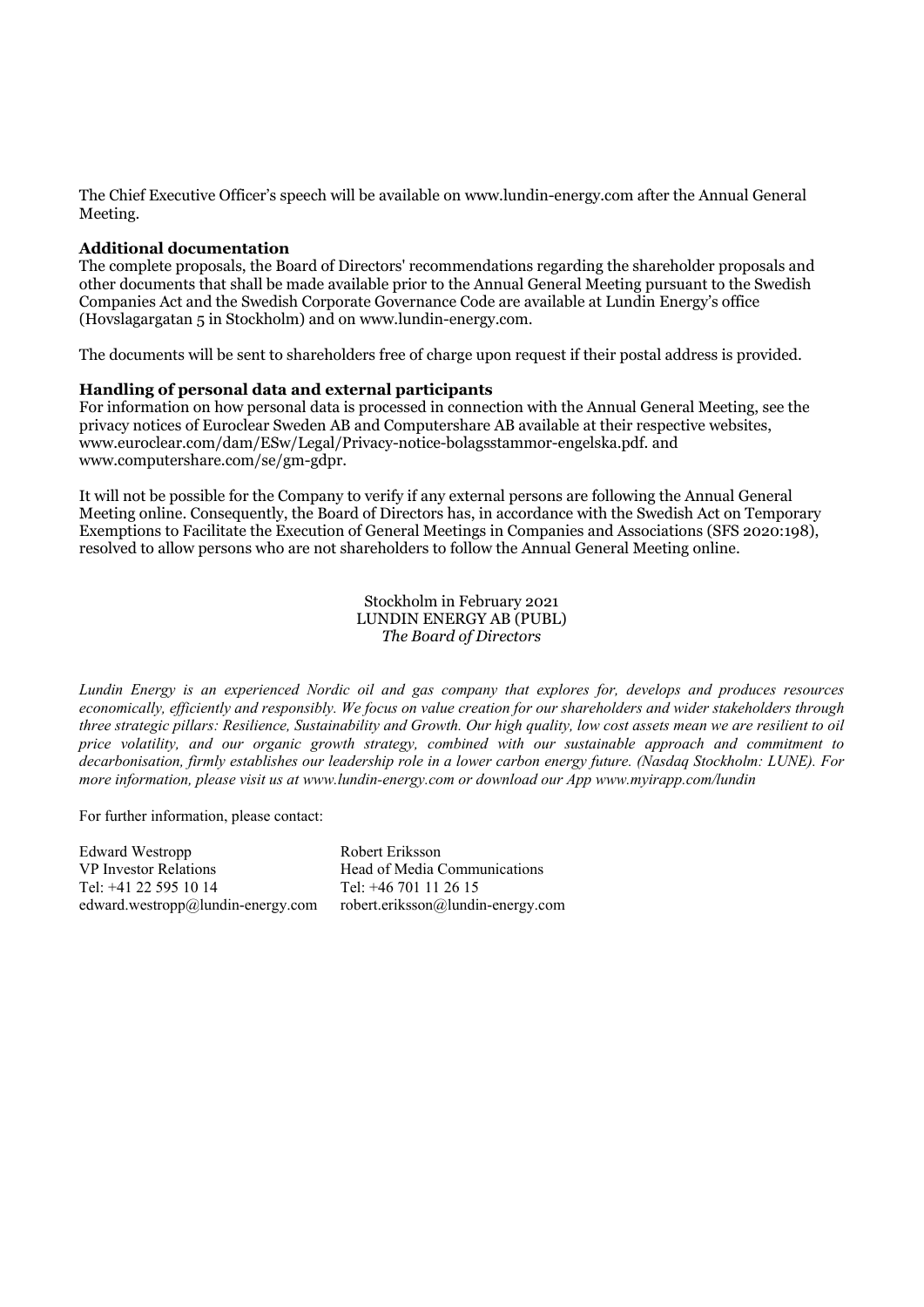The Chief Executive Officer's speech will be available on www.lundin-energy.com after the Annual General Meeting.

**Additional documentation**

The complete proposals, the Board of Directors' recommendations regarding the shareholder proposals and other documents that shall be made available prior to the Annual General Meeting pursuant to the Swedish Companies Act and the Swedish Corporate Governance Code are available at Lundin Energy's office (Hovslagargatan 5 in Stockholm) and on www.lundin-energy.com.

The documents will be sent to shareholders free of charge upon request if their postal address is provided.

**Handling of personal data and external participants**

For information on how personal data is processed in connection with the Annual General Meeting, see the privacy notices of Euroclear Sweden AB and Computershare AB available at their respective websites, www.euroclear.com/dam/ESw/Legal/Privacy-notice-bolagsstammor-engelska.pdf. and www.computershare.com/se/gm-gdpr.

It will not be possible for the Company to verify if any external persons are following the Annual General Meeting online. Consequently, the Board of Directors has, in accordance with the Swedish Act on Temporary Exemptions to Facilitate the Execution of General Meetings in Companies and Associations (SFS 2020:198), resolved to allow persons who are not shareholders to follow the Annual General Meeting online.

Stockholm in February 2021
LUNDIN ENERGY AB (PUBL)
*The Board of Directors*

*Lundin Energy is an experienced Nordic oil and gas company that explores for, develops and produces resources economically, efficiently and responsibly. We focus on value creation for our shareholders and wider stakeholders through three strategic pillars: Resilience, Sustainability and Growth. Our high quality, low cost assets mean we are resilient to oil price volatility, and our organic growth strategy, combined with our sustainable approach and commitment to decarbonisation, firmly establishes our leadership role in a lower carbon energy future. (Nasdaq Stockholm: LUNE). For more information, please visit us at www.lundin-energy.com or download our App www.myirapp.com/lundin*

For further information, please contact:

| Edward Westropp | Robert Eriksson |
|---|---|
| VP Investor Relations | Head of Media Communications |
| Tel: +41 22 595 10 14 | Tel: +46 701 11 26 15 |
| edward.westropp@lundin-energy.com | robert.eriksson@lundin-energy.com |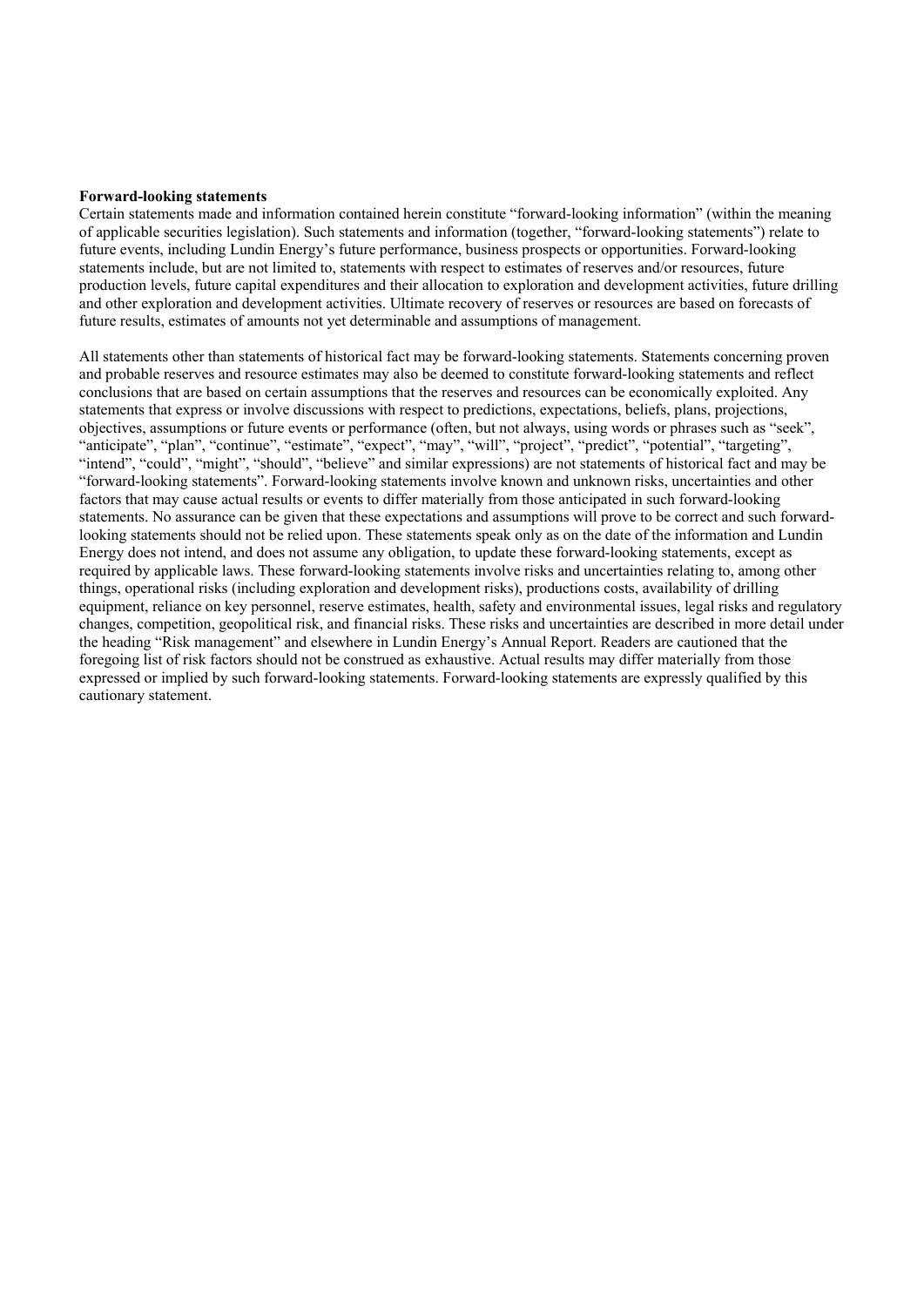**Forward-looking statements**

Certain statements made and information contained herein constitute "forward-looking information" (within the meaning of applicable securities legislation). Such statements and information (together, "forward-looking statements") relate to future events, including Lundin Energy's future performance, business prospects or opportunities. Forward-looking statements include, but are not limited to, statements with respect to estimates of reserves and/or resources, future production levels, future capital expenditures and their allocation to exploration and development activities, future drilling and other exploration and development activities. Ultimate recovery of reserves or resources are based on forecasts of future results, estimates of amounts not yet determinable and assumptions of management.

All statements other than statements of historical fact may be forward-looking statements. Statements concerning proven and probable reserves and resource estimates may also be deemed to constitute forward-looking statements and reflect conclusions that are based on certain assumptions that the reserves and resources can be economically exploited. Any statements that express or involve discussions with respect to predictions, expectations, beliefs, plans, projections, objectives, assumptions or future events or performance (often, but not always, using words or phrases such as "seek", "anticipate", "plan", "continue", "estimate", "expect", "may", "will", "project", "predict", "potential", "targeting", "intend", "could", "might", "should", "believe" and similar expressions) are not statements of historical fact and may be "forward-looking statements". Forward-looking statements involve known and unknown risks, uncertainties and other factors that may cause actual results or events to differ materially from those anticipated in such forward-looking statements. No assurance can be given that these expectations and assumptions will prove to be correct and such forward-looking statements should not be relied upon. These statements speak only as on the date of the information and Lundin Energy does not intend, and does not assume any obligation, to update these forward-looking statements, except as required by applicable laws. These forward-looking statements involve risks and uncertainties relating to, among other things, operational risks (including exploration and development risks), productions costs, availability of drilling equipment, reliance on key personnel, reserve estimates, health, safety and environmental issues, legal risks and regulatory changes, competition, geopolitical risk, and financial risks. These risks and uncertainties are described in more detail under the heading "Risk management" and elsewhere in Lundin Energy's Annual Report. Readers are cautioned that the foregoing list of risk factors should not be construed as exhaustive. Actual results may differ materially from those expressed or implied by such forward-looking statements. Forward-looking statements are expressly qualified by this cautionary statement.